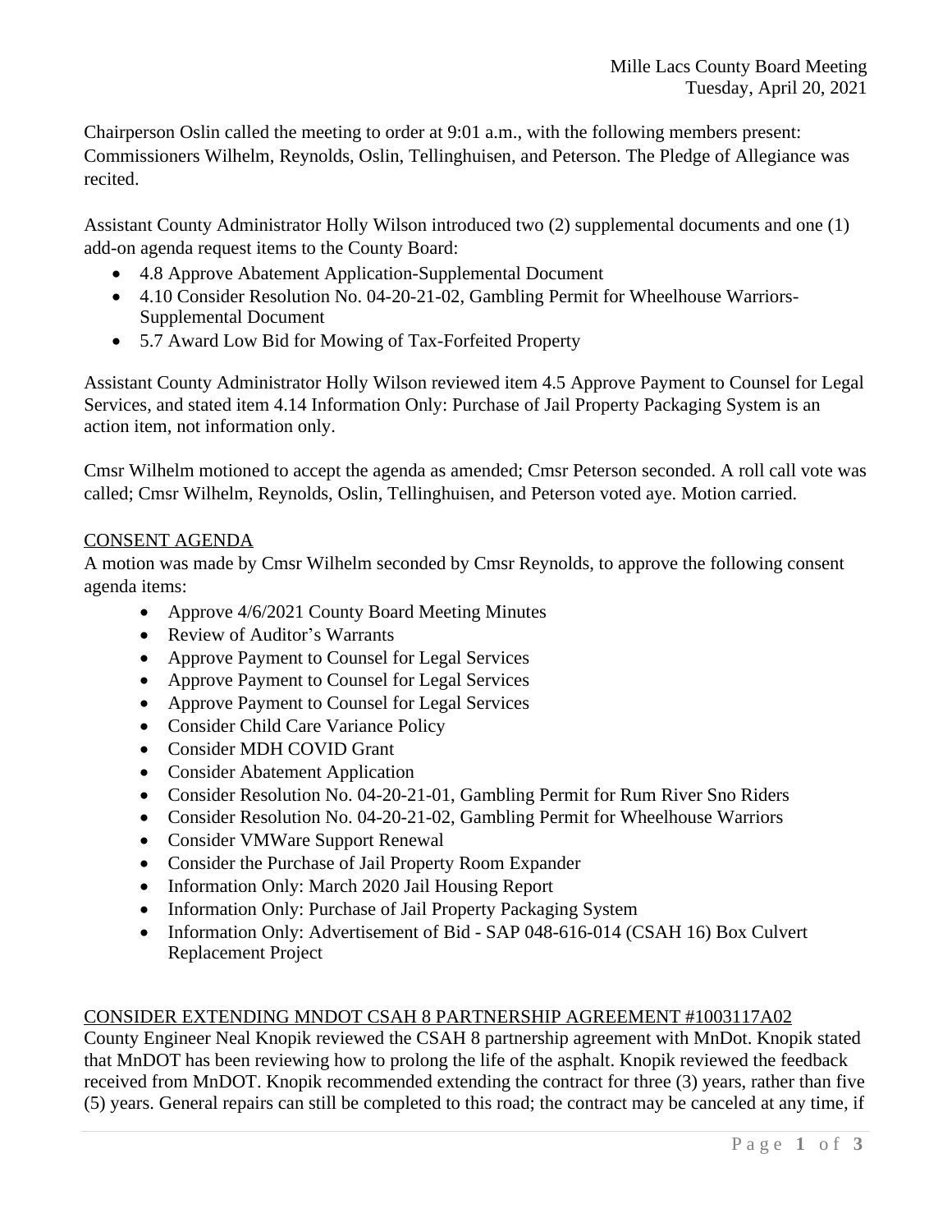Mille Lacs County Board Meeting
Tuesday, April 20, 2021

Chairperson Oslin called the meeting to order at 9:01 a.m., with the following members present: Commissioners Wilhelm, Reynolds, Oslin, Tellinghuisen, and Peterson. The Pledge of Allegiance was recited.

Assistant County Administrator Holly Wilson introduced two (2) supplemental documents and one (1) add-on agenda request items to the County Board:

- 4.8 Approve Abatement Application-Supplemental Document
- 4.10 Consider Resolution No. 04-20-21-02, Gambling Permit for Wheelhouse Warriors-Supplemental Document
- 5.7 Award Low Bid for Mowing of Tax-Forfeited Property

Assistant County Administrator Holly Wilson reviewed item 4.5 Approve Payment to Counsel for Legal Services, and stated item 4.14 Information Only: Purchase of Jail Property Packaging System is an action item, not information only.

Cmsr Wilhelm motioned to accept the agenda as amended; Cmsr Peterson seconded. A roll call vote was called; Cmsr Wilhelm, Reynolds, Oslin, Tellinghuisen, and Peterson voted aye. Motion carried.

## CONSENT AGENDA

A motion was made by Cmsr Wilhelm seconded by Cmsr Reynolds, to approve the following consent agenda items:

- Approve 4/6/2021 County Board Meeting Minutes
- Review of Auditor's Warrants
- Approve Payment to Counsel for Legal Services
- Approve Payment to Counsel for Legal Services
- Approve Payment to Counsel for Legal Services
- Consider Child Care Variance Policy
- Consider MDH COVID Grant
- Consider Abatement Application
- Consider Resolution No. 04-20-21-01, Gambling Permit for Rum River Sno Riders
- Consider Resolution No. 04-20-21-02, Gambling Permit for Wheelhouse Warriors
- Consider VMWare Support Renewal
- Consider the Purchase of Jail Property Room Expander
- Information Only: March 2020 Jail Housing Report
- Information Only: Purchase of Jail Property Packaging System
- Information Only: Advertisement of Bid - SAP 048-616-014 (CSAH 16) Box Culvert Replacement Project

## CONSIDER EXTENDING MNDOT CSAH 8 PARTNERSHIP AGREEMENT #1003117A02

County Engineer Neal Knopik reviewed the CSAH 8 partnership agreement with MnDot. Knopik stated that MnDOT has been reviewing how to prolong the life of the asphalt. Knopik reviewed the feedback received from MnDOT. Knopik recommended extending the contract for three (3) years, rather than five (5) years. General repairs can still be completed to this road; the contract may be canceled at any time, if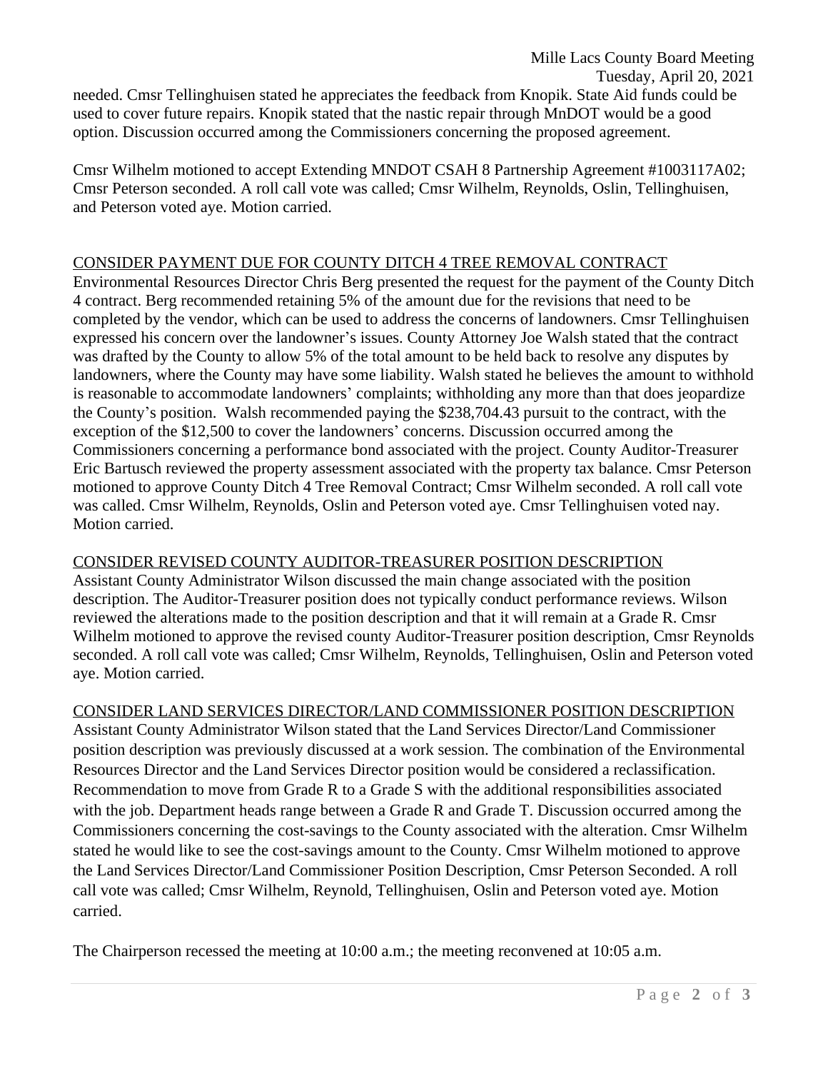needed. Cmsr Tellinghuisen stated he appreciates the feedback from Knopik. State Aid funds could be used to cover future repairs. Knopik stated that the nastic repair through MnDOT would be a good option. Discussion occurred among the Commissioners concerning the proposed agreement.

Cmsr Wilhelm motioned to accept Extending MNDOT CSAH 8 Partnership Agreement #1003117A02; Cmsr Peterson seconded. A roll call vote was called; Cmsr Wilhelm, Reynolds, Oslin, Tellinghuisen, and Peterson voted aye. Motion carried.

CONSIDER PAYMENT DUE FOR COUNTY DITCH 4 TREE REMOVAL CONTRACT

Environmental Resources Director Chris Berg presented the request for the payment of the County Ditch 4 contract. Berg recommended retaining 5% of the amount due for the revisions that need to be completed by the vendor, which can be used to address the concerns of landowners. Cmsr Tellinghuisen expressed his concern over the landowner's issues. County Attorney Joe Walsh stated that the contract was drafted by the County to allow 5% of the total amount to be held back to resolve any disputes by landowners, where the County may have some liability. Walsh stated he believes the amount to withhold is reasonable to accommodate landowners' complaints; withholding any more than that does jeopardize the County's position. Walsh recommended paying the $238,704.43 pursuit to the contract, with the exception of the $12,500 to cover the landowners' concerns. Discussion occurred among the Commissioners concerning a performance bond associated with the project. County Auditor-Treasurer Eric Bartusch reviewed the property assessment associated with the property tax balance. Cmsr Peterson motioned to approve County Ditch 4 Tree Removal Contract; Cmsr Wilhelm seconded. A roll call vote was called. Cmsr Wilhelm, Reynolds, Oslin and Peterson voted aye. Cmsr Tellinghuisen voted nay. Motion carried.

CONSIDER REVISED COUNTY AUDITOR-TREASURER POSITION DESCRIPTION

Assistant County Administrator Wilson discussed the main change associated with the position description. The Auditor-Treasurer position does not typically conduct performance reviews. Wilson reviewed the alterations made to the position description and that it will remain at a Grade R. Cmsr Wilhelm motioned to approve the revised county Auditor-Treasurer position description, Cmsr Reynolds seconded. A roll call vote was called; Cmsr Wilhelm, Reynolds, Tellinghuisen, Oslin and Peterson voted aye. Motion carried.

CONSIDER LAND SERVICES DIRECTOR/LAND COMMISSIONER POSITION DESCRIPTION

Assistant County Administrator Wilson stated that the Land Services Director/Land Commissioner position description was previously discussed at a work session. The combination of the Environmental Resources Director and the Land Services Director position would be considered a reclassification. Recommendation to move from Grade R to a Grade S with the additional responsibilities associated with the job. Department heads range between a Grade R and Grade T. Discussion occurred among the Commissioners concerning the cost-savings to the County associated with the alteration. Cmsr Wilhelm stated he would like to see the cost-savings amount to the County. Cmsr Wilhelm motioned to approve the Land Services Director/Land Commissioner Position Description, Cmsr Peterson Seconded. A roll call vote was called; Cmsr Wilhelm, Reynold, Tellinghuisen, Oslin and Peterson voted aye. Motion carried.

The Chairperson recessed the meeting at 10:00 a.m.; the meeting reconvened at 10:05 a.m.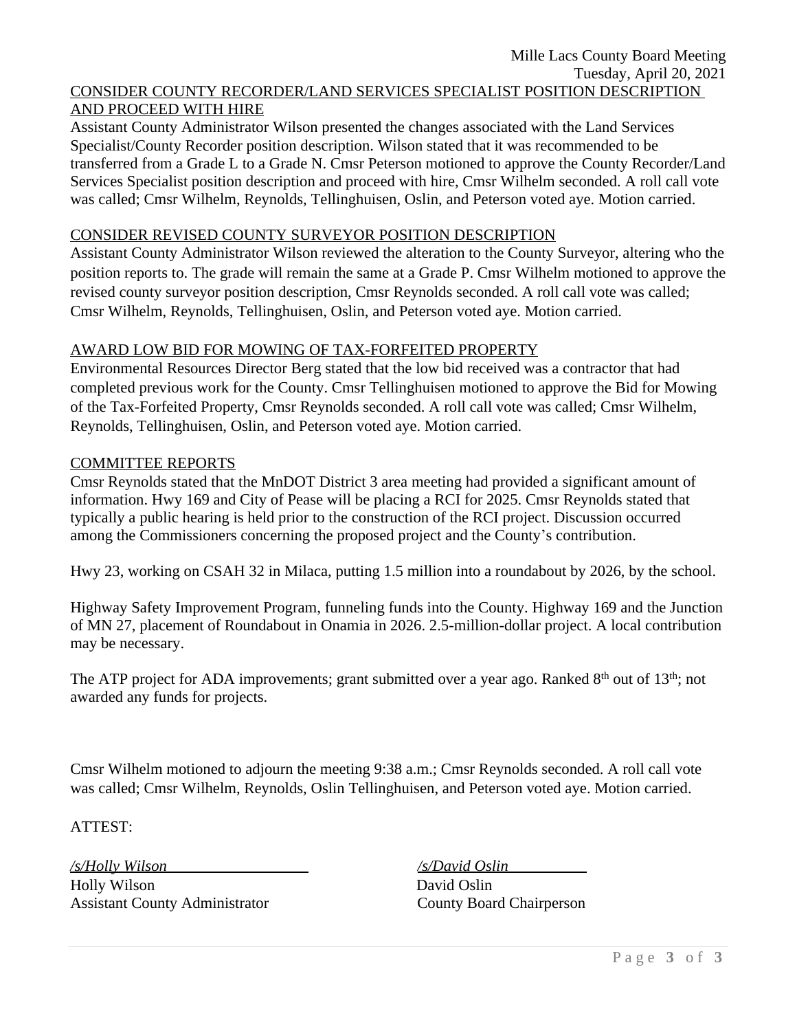## CONSIDER COUNTY RECORDER/LAND SERVICES SPECIALIST POSITION DESCRIPTION AND PROCEED WITH HIRE

Assistant County Administrator Wilson presented the changes associated with the Land Services Specialist/County Recorder position description. Wilson stated that it was recommended to be transferred from a Grade L to a Grade N. Cmsr Peterson motioned to approve the County Recorder/Land Services Specialist position description and proceed with hire, Cmsr Wilhelm seconded. A roll call vote was called; Cmsr Wilhelm, Reynolds, Tellinghuisen, Oslin, and Peterson voted aye. Motion carried.

## CONSIDER REVISED COUNTY SURVEYOR POSITION DESCRIPTION

Assistant County Administrator Wilson reviewed the alteration to the County Surveyor, altering who the position reports to. The grade will remain the same at a Grade P. Cmsr Wilhelm motioned to approve the revised county surveyor position description, Cmsr Reynolds seconded. A roll call vote was called; Cmsr Wilhelm, Reynolds, Tellinghuisen, Oslin, and Peterson voted aye. Motion carried.

## AWARD LOW BID FOR MOWING OF TAX-FORFEITED PROPERTY

Environmental Resources Director Berg stated that the low bid received was a contractor that had completed previous work for the County. Cmsr Tellinghuisen motioned to approve the Bid for Mowing of the Tax-Forfeited Property, Cmsr Reynolds seconded. A roll call vote was called; Cmsr Wilhelm, Reynolds, Tellinghuisen, Oslin, and Peterson voted aye. Motion carried.

## COMMITTEE REPORTS

Cmsr Reynolds stated that the MnDOT District 3 area meeting had provided a significant amount of information. Hwy 169 and City of Pease will be placing a RCI for 2025. Cmsr Reynolds stated that typically a public hearing is held prior to the construction of the RCI project. Discussion occurred among the Commissioners concerning the proposed project and the County's contribution.

Hwy 23, working on CSAH 32 in Milaca, putting 1.5 million into a roundabout by 2026, by the school.

Highway Safety Improvement Program, funneling funds into the County. Highway 169 and the Junction of MN 27, placement of Roundabout in Onamia in 2026. 2.5-million-dollar project. A local contribution may be necessary.

The ATP project for ADA improvements; grant submitted over a year ago. Ranked 8th out of 13th; not awarded any funds for projects.

Cmsr Wilhelm motioned to adjourn the meeting 9:38 a.m.; Cmsr Reynolds seconded. A roll call vote was called; Cmsr Wilhelm, Reynolds, Oslin Tellinghuisen, and Peterson voted aye. Motion carried.

ATTEST:

*/s/Holly Wilson*
Holly Wilson
Assistant County Administrator

*/s/David Oslin*
David Oslin
County Board Chairperson